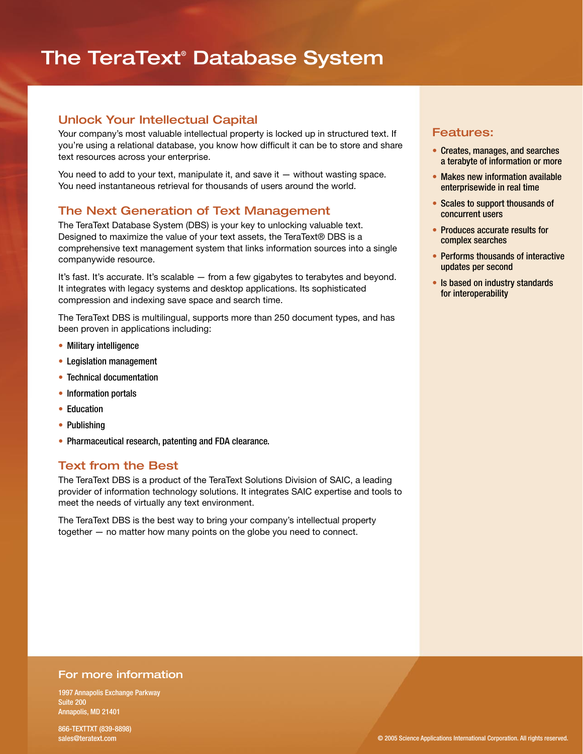# The TeraText® Database System

## Unlock Your Intellectual Capital

Your company's most valuable intellectual property is locked up in structured text. If you're using a relational database, you know how difficult it can be to store and share text resources across your enterprise.

You need to add to your text, manipulate it, and save it — without wasting space. You need instantaneous retrieval for thousands of users around the world.

## The Next Generation of Text Management

The TeraText Database System (DBS) is your key to unlocking valuable text. Designed to maximize the value of your text assets, the TeraText® DBS is a comprehensive text management system that links information sources into a single companywide resource.

It's fast. It's accurate. It's scalable — from a few gigabytes to terabytes and beyond. It integrates with legacy systems and desktop applications. Its sophisticated compression and indexing save space and search time.

The TeraText DBS is multilingual, supports more than 250 document types, and has been proven in applications including:

- Military intelligence
- Legislation management
- Technical documentation
- Information portals
- Education
- Publishing
- Pharmaceutical research, patenting and FDA clearance.

## Text from the Best

The TeraText DBS is a product of the TeraText Solutions Division of SAIC, a leading provider of information technology solutions. It integrates SAIC expertise and tools to meet the needs of virtually any text environment.

The TeraText DBS is the best way to bring your company's intellectual property together — no matter how many points on the globe you need to connect.

## Features:

- Creates, manages, and searches a terabyte of information or more
- Makes new information available enterprisewide in real time
- Scales to support thousands of concurrent users
- Produces accurate results for complex searches
- Performs thousands of interactive updates per second
- Is based on industry standards for interoperability

## For more information

1997 Annapolis Exchange Parkway
Suite 200
Annapolis, MD 21401

866-TEXTTXT (839-8898)
sales@teratext.com

© 2005 Science Applications International Corporation. All rights reserved.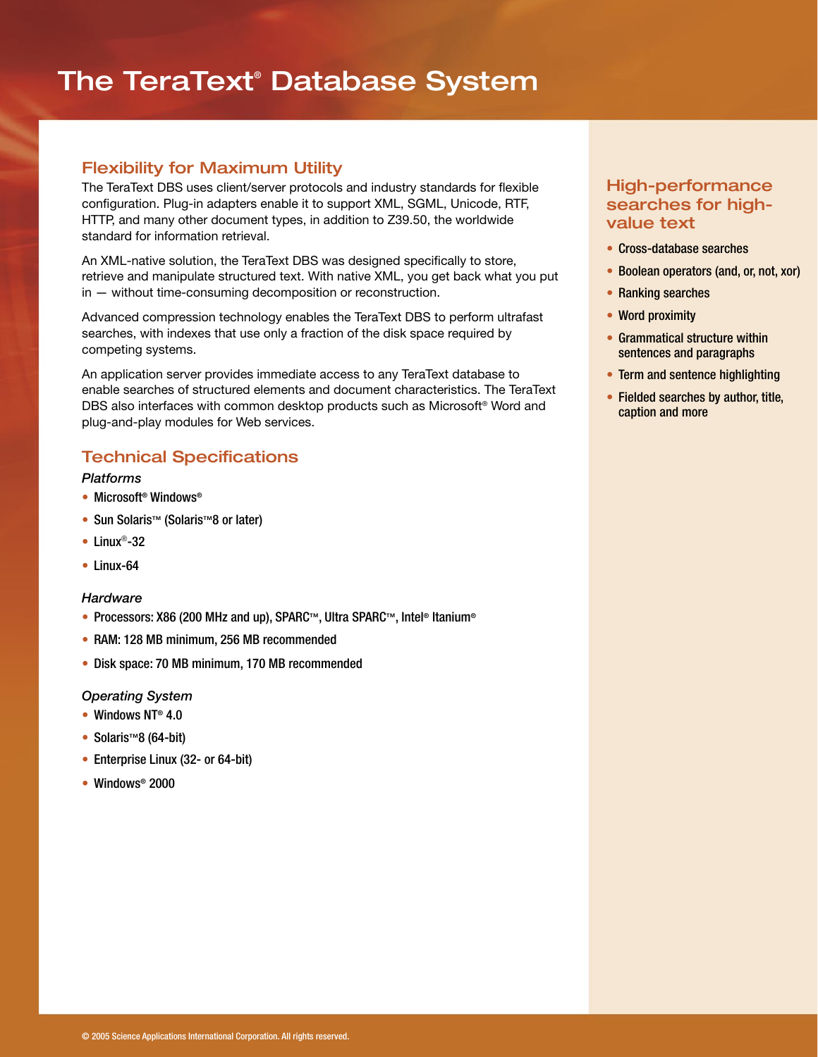# The TeraText® Database System

## Flexibility for Maximum Utility

The TeraText DBS uses client/server protocols and industry standards for flexible configuration. Plug-in adapters enable it to support XML, SGML, Unicode, RTF, HTTP, and many other document types, in addition to Z39.50, the worldwide standard for information retrieval.

An XML-native solution, the TeraText DBS was designed specifically to store, retrieve and manipulate structured text. With native XML, you get back what you put in — without time-consuming decomposition or reconstruction.

Advanced compression technology enables the TeraText DBS to perform ultrafast searches, with indexes that use only a fraction of the disk space required by competing systems.

An application server provides immediate access to any TeraText database to enable searches of structured elements and document characteristics. The TeraText DBS also interfaces with common desktop products such as Microsoft® Word and plug-and-play modules for Web services.

## Technical Specifications

*Platforms*

- Microsoft® Windows®
- Sun Solaris™ (Solaris™8 or later)
- Linux®-32
- Linux-64

*Hardware*

- Processors: X86 (200 MHz and up), SPARC™, Ultra SPARC™, Intel® Itanium®
- RAM: 128 MB minimum, 256 MB recommended
- Disk space: 70 MB minimum, 170 MB recommended

*Operating System*

- Windows NT® 4.0
- Solaris™8 (64-bit)
- Enterprise Linux (32- or 64-bit)
- Windows® 2000

## High-performance searches for high-value text

- Cross-database searches
- Boolean operators (and, or, not, xor)
- Ranking searches
- Word proximity
- Grammatical structure within sentences and paragraphs
- Term and sentence highlighting
- Fielded searches by author, title, caption and more

© 2005 Science Applications International Corporation. All rights reserved.